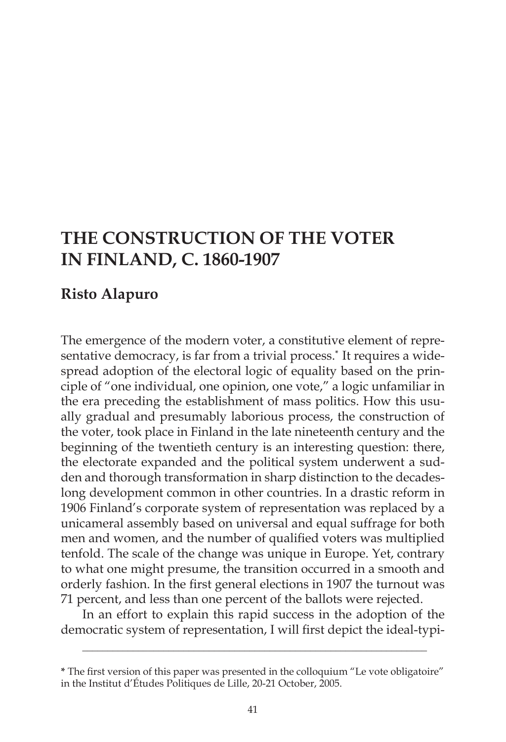# THE CONSTRUCTION OF THE VOTER IN FINLAND, C. 1860-1907

**Risto Alapuro**

The emergence of the modern voter, a constitutive element of representative democracy, is far from a trivial process.* It requires a widespread adoption of the electoral logic of equality based on the principle of "one individual, one opinion, one vote," a logic unfamiliar in the era preceding the establishment of mass politics. How this usually gradual and presumably laborious process, the construction of the voter, took place in Finland in the late nineteenth century and the beginning of the twentieth century is an interesting question: there, the electorate expanded and the political system underwent a sudden and thorough transformation in sharp distinction to the decades-long development common in other countries. In a drastic reform in 1906 Finland's corporate system of representation was replaced by a unicameral assembly based on universal and equal suffrage for both men and women, and the number of qualified voters was multiplied tenfold. The scale of the change was unique in Europe. Yet, contrary to what one might presume, the transition occurred in a smooth and orderly fashion. In the first general elections in 1907 the turnout was 71 percent, and less than one percent of the ballots were rejected.

In an effort to explain this rapid success in the adoption of the democratic system of representation, I will first depict the ideal-typi-

---

**\*** The first version of this paper was presented in the colloquium "Le vote obligatoire" in the Institut d'Études Politiques de Lille, 20-21 October, 2005.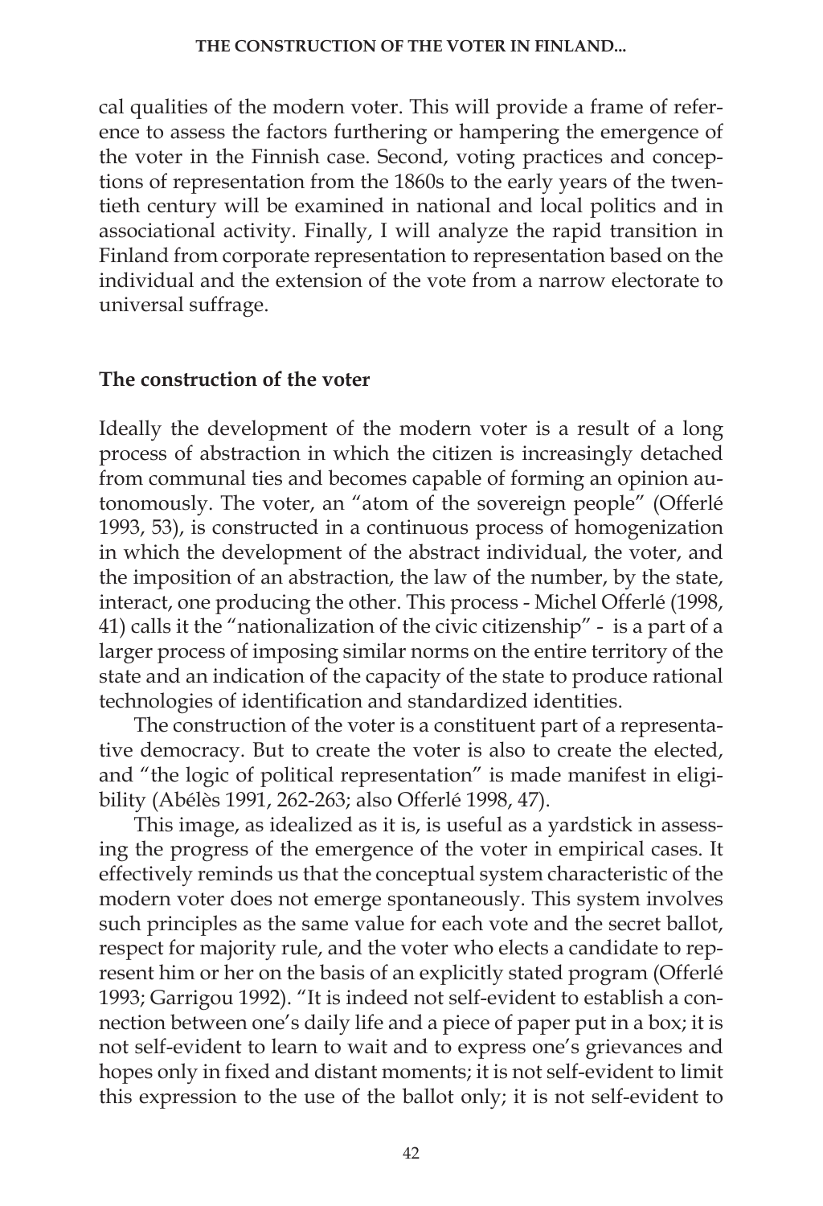cal qualities of the modern voter. This will provide a frame of reference to assess the factors furthering or hampering the emergence of the voter in the Finnish case. Second, voting practices and conceptions of representation from the 1860s to the early years of the twentieth century will be examined in national and local politics and in associational activity. Finally, I will analyze the rapid transition in Finland from corporate representation to representation based on the individual and the extension of the vote from a narrow electorate to universal suffrage.

## The construction of the voter

Ideally the development of the modern voter is a result of a long process of abstraction in which the citizen is increasingly detached from communal ties and becomes capable of forming an opinion autonomously. The voter, an "atom of the sovereign people" (Offerlé 1993, 53), is constructed in a continuous process of homogenization in which the development of the abstract individual, the voter, and the imposition of an abstraction, the law of the number, by the state, interact, one producing the other. This process - Michel Offerlé (1998, 41) calls it the "nationalization of the civic citizenship" - is a part of a larger process of imposing similar norms on the entire territory of the state and an indication of the capacity of the state to produce rational technologies of identification and standardized identities.

The construction of the voter is a constituent part of a representative democracy. But to create the voter is also to create the elected, and "the logic of political representation" is made manifest in eligibility (Abélès 1991, 262-263; also Offerlé 1998, 47).

This image, as idealized as it is, is useful as a yardstick in assessing the progress of the emergence of the voter in empirical cases. It effectively reminds us that the conceptual system characteristic of the modern voter does not emerge spontaneously. This system involves such principles as the same value for each vote and the secret ballot, respect for majority rule, and the voter who elects a candidate to represent him or her on the basis of an explicitly stated program (Offerlé 1993; Garrigou 1992). "It is indeed not self-evident to establish a connection between one's daily life and a piece of paper put in a box; it is not self-evident to learn to wait and to express one's grievances and hopes only in fixed and distant moments; it is not self-evident to limit this expression to the use of the ballot only; it is not self-evident to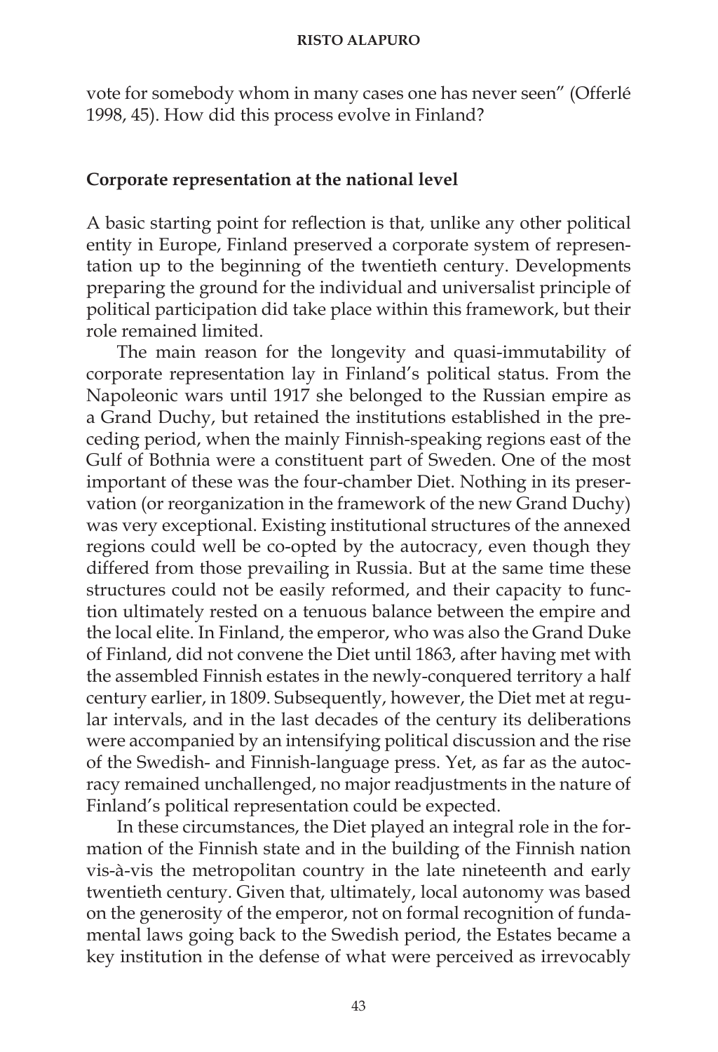vote for somebody whom in many cases one has never seen" (Offerlé 1998, 45). How did this process evolve in Finland?

## Corporate representation at the national level

A basic starting point for reflection is that, unlike any other political entity in Europe, Finland preserved a corporate system of representation up to the beginning of the twentieth century. Developments preparing the ground for the individual and universalist principle of political participation did take place within this framework, but their role remained limited.

The main reason for the longevity and quasi-immutability of corporate representation lay in Finland's political status. From the Napoleonic wars until 1917 she belonged to the Russian empire as a Grand Duchy, but retained the institutions established in the preceding period, when the mainly Finnish-speaking regions east of the Gulf of Bothnia were a constituent part of Sweden. One of the most important of these was the four-chamber Diet. Nothing in its preservation (or reorganization in the framework of the new Grand Duchy) was very exceptional. Existing institutional structures of the annexed regions could well be co-opted by the autocracy, even though they differed from those prevailing in Russia. But at the same time these structures could not be easily reformed, and their capacity to function ultimately rested on a tenuous balance between the empire and the local elite. In Finland, the emperor, who was also the Grand Duke of Finland, did not convene the Diet until 1863, after having met with the assembled Finnish estates in the newly-conquered territory a half century earlier, in 1809. Subsequently, however, the Diet met at regular intervals, and in the last decades of the century its deliberations were accompanied by an intensifying political discussion and the rise of the Swedish- and Finnish-language press. Yet, as far as the autocracy remained unchallenged, no major readjustments in the nature of Finland's political representation could be expected.

In these circumstances, the Diet played an integral role in the formation of the Finnish state and in the building of the Finnish nation vis-à-vis the metropolitan country in the late nineteenth and early twentieth century. Given that, ultimately, local autonomy was based on the generosity of the emperor, not on formal recognition of fundamental laws going back to the Swedish period, the Estates became a key institution in the defense of what were perceived as irrevocably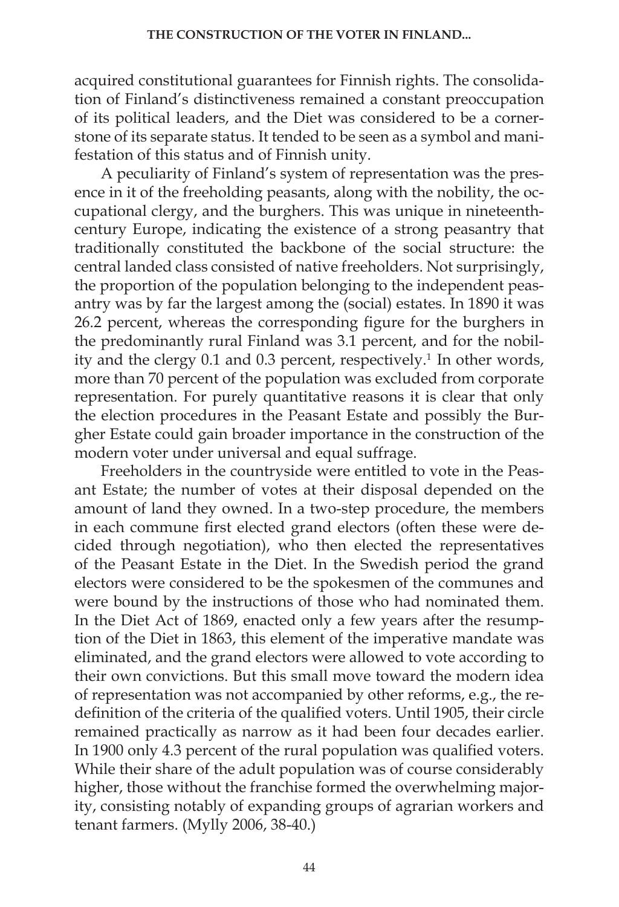acquired constitutional guarantees for Finnish rights. The consolidation of Finland's distinctiveness remained a constant preoccupation of its political leaders, and the Diet was considered to be a cornerstone of its separate status. It tended to be seen as a symbol and manifestation of this status and of Finnish unity.

A peculiarity of Finland's system of representation was the presence in it of the freeholding peasants, along with the nobility, the occupational clergy, and the burghers. This was unique in nineteenth-century Europe, indicating the existence of a strong peasantry that traditionally constituted the backbone of the social structure: the central landed class consisted of native freeholders. Not surprisingly, the proportion of the population belonging to the independent peasantry was by far the largest among the (social) estates. In 1890 it was 26.2 percent, whereas the corresponding figure for the burghers in the predominantly rural Finland was 3.1 percent, and for the nobility and the clergy 0.1 and 0.3 percent, respectively.[1] In other words, more than 70 percent of the population was excluded from corporate representation. For purely quantitative reasons it is clear that only the election procedures in the Peasant Estate and possibly the Burgher Estate could gain broader importance in the construction of the modern voter under universal and equal suffrage.

Freeholders in the countryside were entitled to vote in the Peasant Estate; the number of votes at their disposal depended on the amount of land they owned. In a two-step procedure, the members in each commune first elected grand electors (often these were decided through negotiation), who then elected the representatives of the Peasant Estate in the Diet. In the Swedish period the grand electors were considered to be the spokesmen of the communes and were bound by the instructions of those who had nominated them. In the Diet Act of 1869, enacted only a few years after the resumption of the Diet in 1863, this element of the imperative mandate was eliminated, and the grand electors were allowed to vote according to their own convictions. But this small move toward the modern idea of representation was not accompanied by other reforms, e.g., the redefinition of the criteria of the qualified voters. Until 1905, their circle remained practically as narrow as it had been four decades earlier. In 1900 only 4.3 percent of the rural population was qualified voters. While their share of the adult population was of course considerably higher, those without the franchise formed the overwhelming majority, consisting notably of expanding groups of agrarian workers and tenant farmers. (Mylly 2006, 38-40.)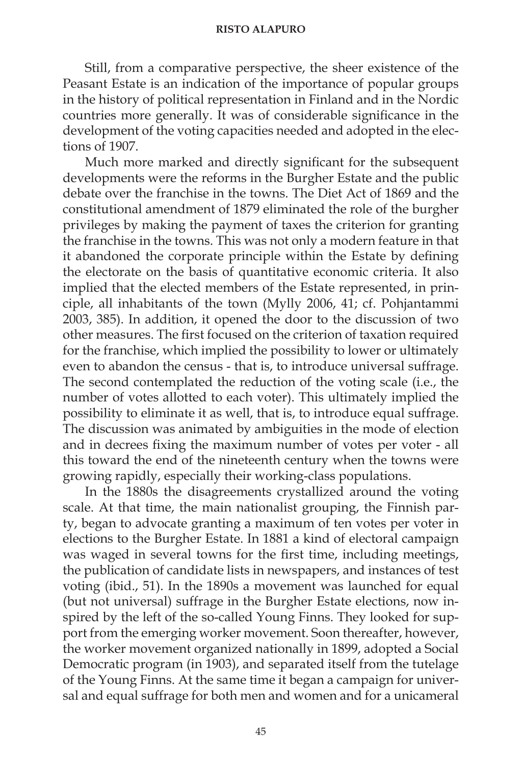Still, from a comparative perspective, the sheer existence of the Peasant Estate is an indication of the importance of popular groups in the history of political representation in Finland and in the Nordic countries more generally. It was of considerable significance in the development of the voting capacities needed and adopted in the elections of 1907.

Much more marked and directly significant for the subsequent developments were the reforms in the Burgher Estate and the public debate over the franchise in the towns. The Diet Act of 1869 and the constitutional amendment of 1879 eliminated the role of the burgher privileges by making the payment of taxes the criterion for granting the franchise in the towns. This was not only a modern feature in that it abandoned the corporate principle within the Estate by defining the electorate on the basis of quantitative economic criteria. It also implied that the elected members of the Estate represented, in principle, all inhabitants of the town (Mylly 2006, 41; cf. Pohjantammi 2003, 385). In addition, it opened the door to the discussion of two other measures. The first focused on the criterion of taxation required for the franchise, which implied the possibility to lower or ultimately even to abandon the census - that is, to introduce universal suffrage. The second contemplated the reduction of the voting scale (i.e., the number of votes allotted to each voter). This ultimately implied the possibility to eliminate it as well, that is, to introduce equal suffrage. The discussion was animated by ambiguities in the mode of election and in decrees fixing the maximum number of votes per voter - all this toward the end of the nineteenth century when the towns were growing rapidly, especially their working-class populations.

In the 1880s the disagreements crystallized around the voting scale. At that time, the main nationalist grouping, the Finnish party, began to advocate granting a maximum of ten votes per voter in elections to the Burgher Estate. In 1881 a kind of electoral campaign was waged in several towns for the first time, including meetings, the publication of candidate lists in newspapers, and instances of test voting (ibid., 51). In the 1890s a movement was launched for equal (but not universal) suffrage in the Burgher Estate elections, now inspired by the left of the so-called Young Finns. They looked for support from the emerging worker movement. Soon thereafter, however, the worker movement organized nationally in 1899, adopted a Social Democratic program (in 1903), and separated itself from the tutelage of the Young Finns. At the same time it began a campaign for universal and equal suffrage for both men and women and for a unicameral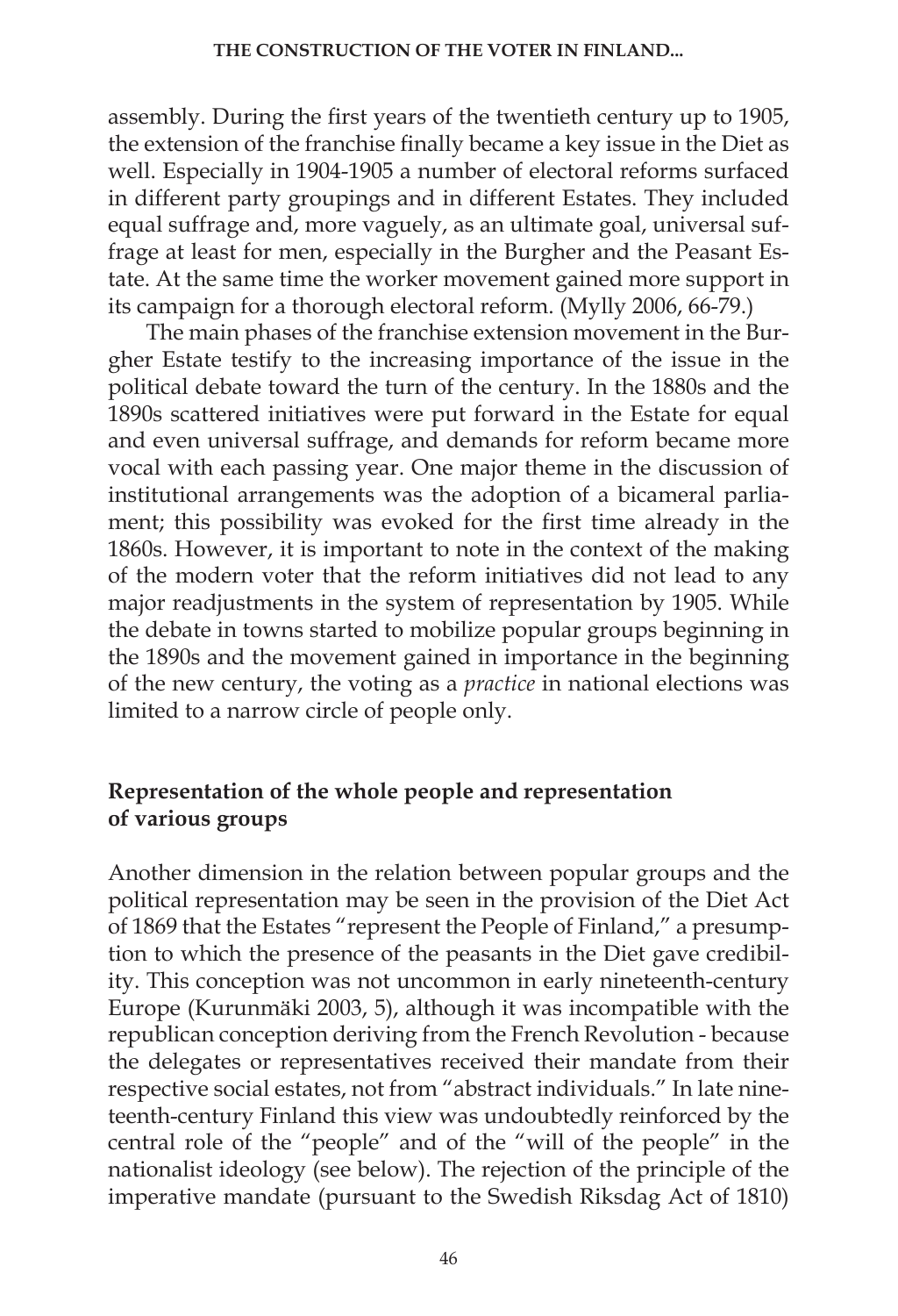assembly. During the first years of the twentieth century up to 1905, the extension of the franchise finally became a key issue in the Diet as well. Especially in 1904-1905 a number of electoral reforms surfaced in different party groupings and in different Estates. They included equal suffrage and, more vaguely, as an ultimate goal, universal suffrage at least for men, especially in the Burgher and the Peasant Estate. At the same time the worker movement gained more support in its campaign for a thorough electoral reform. (Mylly 2006, 66-79.)

The main phases of the franchise extension movement in the Burgher Estate testify to the increasing importance of the issue in the political debate toward the turn of the century. In the 1880s and the 1890s scattered initiatives were put forward in the Estate for equal and even universal suffrage, and demands for reform became more vocal with each passing year. One major theme in the discussion of institutional arrangements was the adoption of a bicameral parliament; this possibility was evoked for the first time already in the 1860s. However, it is important to note in the context of the making of the modern voter that the reform initiatives did not lead to any major readjustments in the system of representation by 1905. While the debate in towns started to mobilize popular groups beginning in the 1890s and the movement gained in importance in the beginning of the new century, the voting as a *practice* in national elections was limited to a narrow circle of people only.

## Representation of the whole people and representation of various groups

Another dimension in the relation between popular groups and the political representation may be seen in the provision of the Diet Act of 1869 that the Estates "represent the People of Finland," a presumption to which the presence of the peasants in the Diet gave credibility. This conception was not uncommon in early nineteenth-century Europe (Kurunmäki 2003, 5), although it was incompatible with the republican conception deriving from the French Revolution - because the delegates or representatives received their mandate from their respective social estates, not from "abstract individuals." In late nineteenth-century Finland this view was undoubtedly reinforced by the central role of the "people" and of the "will of the people" in the nationalist ideology (see below). The rejection of the principle of the imperative mandate (pursuant to the Swedish Riksdag Act of 1810)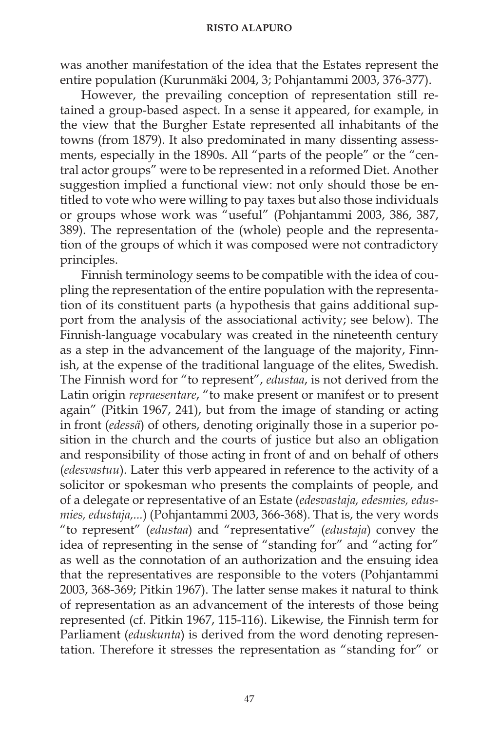was another manifestation of the idea that the Estates represent the entire population (Kurunmäki 2004, 3; Pohjantammi 2003, 376-377).

However, the prevailing conception of representation still retained a group-based aspect. In a sense it appeared, for example, in the view that the Burgher Estate represented all inhabitants of the towns (from 1879). It also predominated in many dissenting assessments, especially in the 1890s. All "parts of the people" or the "central actor groups" were to be represented in a reformed Diet. Another suggestion implied a functional view: not only should those be entitled to vote who were willing to pay taxes but also those individuals or groups whose work was "useful" (Pohjantammi 2003, 386, 387, 389). The representation of the (whole) people and the representation of the groups of which it was composed were not contradictory principles.

Finnish terminology seems to be compatible with the idea of coupling the representation of the entire population with the representation of its constituent parts (a hypothesis that gains additional support from the analysis of the associational activity; see below). The Finnish-language vocabulary was created in the nineteenth century as a step in the advancement of the language of the majority, Finnish, at the expense of the traditional language of the elites, Swedish. The Finnish word for "to represent", *edustaa*, is not derived from the Latin origin *repraesentare*, "to make present or manifest or to present again" (Pitkin 1967, 241), but from the image of standing or acting in front (*edessä*) of others, denoting originally those in a superior position in the church and the courts of justice but also an obligation and responsibility of those acting in front of and on behalf of others (*edesvastuu*). Later this verb appeared in reference to the activity of a solicitor or spokesman who presents the complaints of people, and of a delegate or representative of an Estate (*edesvastaja, edesmies, edusmies, edustaja,...*) (Pohjantammi 2003, 366-368). That is, the very words "to represent" (*edustaa*) and "representative" (*edustaja*) convey the idea of representing in the sense of "standing for" and "acting for" as well as the connotation of an authorization and the ensuing idea that the representatives are responsible to the voters (Pohjantammi 2003, 368-369; Pitkin 1967). The latter sense makes it natural to think of representation as an advancement of the interests of those being represented (cf. Pitkin 1967, 115-116). Likewise, the Finnish term for Parliament (*eduskunta*) is derived from the word denoting representation. Therefore it stresses the representation as "standing for" or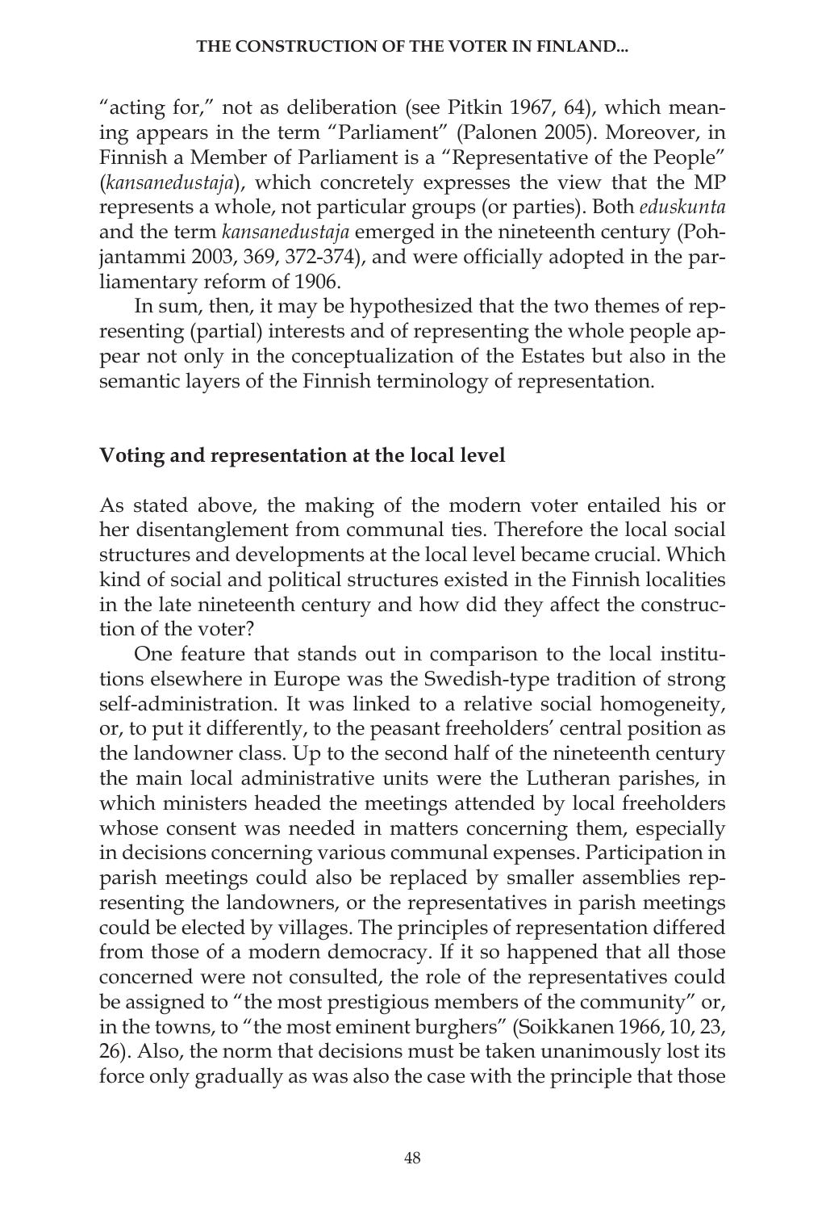"acting for," not as deliberation (see Pitkin 1967, 64), which meaning appears in the term "Parliament" (Palonen 2005). Moreover, in Finnish a Member of Parliament is a "Representative of the People" (*kansanedustaja*), which concretely expresses the view that the MP represents a whole, not particular groups (or parties). Both *eduskunta* and the term *kansanedustaja* emerged in the nineteenth century (Pohjantammi 2003, 369, 372-374), and were officially adopted in the parliamentary reform of 1906.

In sum, then, it may be hypothesized that the two themes of representing (partial) interests and of representing the whole people appear not only in the conceptualization of the Estates but also in the semantic layers of the Finnish terminology of representation.

## Voting and representation at the local level

As stated above, the making of the modern voter entailed his or her disentanglement from communal ties. Therefore the local social structures and developments at the local level became crucial. Which kind of social and political structures existed in the Finnish localities in the late nineteenth century and how did they affect the construction of the voter?

One feature that stands out in comparison to the local institutions elsewhere in Europe was the Swedish-type tradition of strong self-administration. It was linked to a relative social homogeneity, or, to put it differently, to the peasant freeholders' central position as the landowner class. Up to the second half of the nineteenth century the main local administrative units were the Lutheran parishes, in which ministers headed the meetings attended by local freeholders whose consent was needed in matters concerning them, especially in decisions concerning various communal expenses. Participation in parish meetings could also be replaced by smaller assemblies representing the landowners, or the representatives in parish meetings could be elected by villages. The principles of representation differed from those of a modern democracy. If it so happened that all those concerned were not consulted, the role of the representatives could be assigned to "the most prestigious members of the community" or, in the towns, to "the most eminent burghers" (Soikkanen 1966, 10, 23, 26). Also, the norm that decisions must be taken unanimously lost its force only gradually as was also the case with the principle that those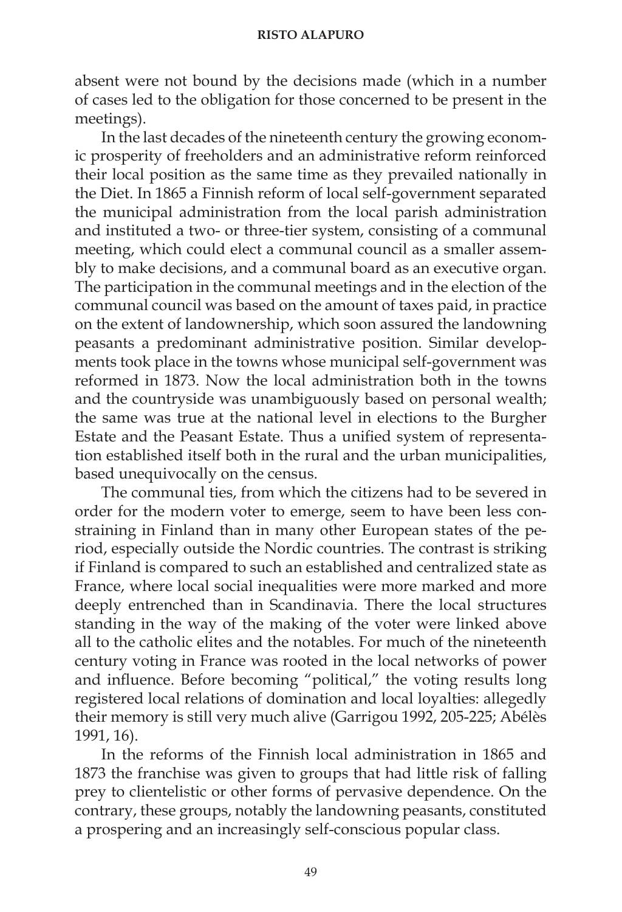absent were not bound by the decisions made (which in a number of cases led to the obligation for those concerned to be present in the meetings).

In the last decades of the nineteenth century the growing economic prosperity of freeholders and an administrative reform reinforced their local position as the same time as they prevailed nationally in the Diet. In 1865 a Finnish reform of local self-government separated the municipal administration from the local parish administration and instituted a two- or three-tier system, consisting of a communal meeting, which could elect a communal council as a smaller assembly to make decisions, and a communal board as an executive organ. The participation in the communal meetings and in the election of the communal council was based on the amount of taxes paid, in practice on the extent of landownership, which soon assured the landowning peasants a predominant administrative position. Similar developments took place in the towns whose municipal self-government was reformed in 1873. Now the local administration both in the towns and the countryside was unambiguously based on personal wealth; the same was true at the national level in elections to the Burgher Estate and the Peasant Estate. Thus a unified system of representation established itself both in the rural and the urban municipalities, based unequivocally on the census.

The communal ties, from which the citizens had to be severed in order for the modern voter to emerge, seem to have been less constraining in Finland than in many other European states of the period, especially outside the Nordic countries. The contrast is striking if Finland is compared to such an established and centralized state as France, where local social inequalities were more marked and more deeply entrenched than in Scandinavia. There the local structures standing in the way of the making of the voter were linked above all to the catholic elites and the notables. For much of the nineteenth century voting in France was rooted in the local networks of power and influence. Before becoming "political," the voting results long registered local relations of domination and local loyalties: allegedly their memory is still very much alive (Garrigou 1992, 205-225; Abélès 1991, 16).

In the reforms of the Finnish local administration in 1865 and 1873 the franchise was given to groups that had little risk of falling prey to clientelistic or other forms of pervasive dependence. On the contrary, these groups, notably the landowning peasants, constituted a prospering and an increasingly self-conscious popular class.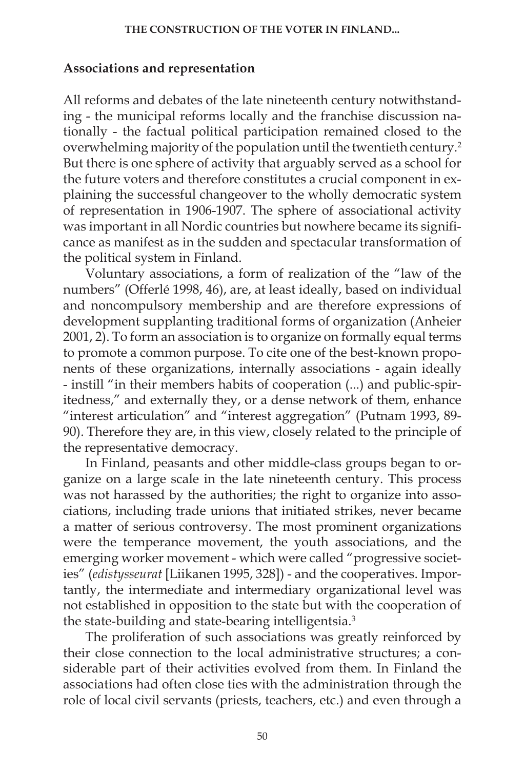## Associations and representation

All reforms and debates of the late nineteenth century notwithstanding - the municipal reforms locally and the franchise discussion nationally - the factual political participation remained closed to the overwhelming majority of the population until the twentieth century.[2] But there is one sphere of activity that arguably served as a school for the future voters and therefore constitutes a crucial component in explaining the successful changeover to the wholly democratic system of representation in 1906-1907. The sphere of associational activity was important in all Nordic countries but nowhere became its significance as manifest as in the sudden and spectacular transformation of the political system in Finland.

Voluntary associations, a form of realization of the "law of the numbers" (Offerlé 1998, 46), are, at least ideally, based on individual and noncompulsory membership and are therefore expressions of development supplanting traditional forms of organization (Anheier 2001, 2). To form an association is to organize on formally equal terms to promote a common purpose. To cite one of the best-known proponents of these organizations, internally associations - again ideally - instill "in their members habits of cooperation (...) and public-spiritedness," and externally they, or a dense network of them, enhance "interest articulation" and "interest aggregation" (Putnam 1993, 89-90). Therefore they are, in this view, closely related to the principle of the representative democracy.

In Finland, peasants and other middle-class groups began to organize on a large scale in the late nineteenth century. This process was not harassed by the authorities; the right to organize into associations, including trade unions that initiated strikes, never became a matter of serious controversy. The most prominent organizations were the temperance movement, the youth associations, and the emerging worker movement - which were called "progressive societies" (*edistysseurat* [Liikanen 1995, 328]) - and the cooperatives. Importantly, the intermediate and intermediary organizational level was not established in opposition to the state but with the cooperation of the state-building and state-bearing intelligentsia.[3]

The proliferation of such associations was greatly reinforced by their close connection to the local administrative structures; a considerable part of their activities evolved from them. In Finland the associations had often close ties with the administration through the role of local civil servants (priests, teachers, etc.) and even through a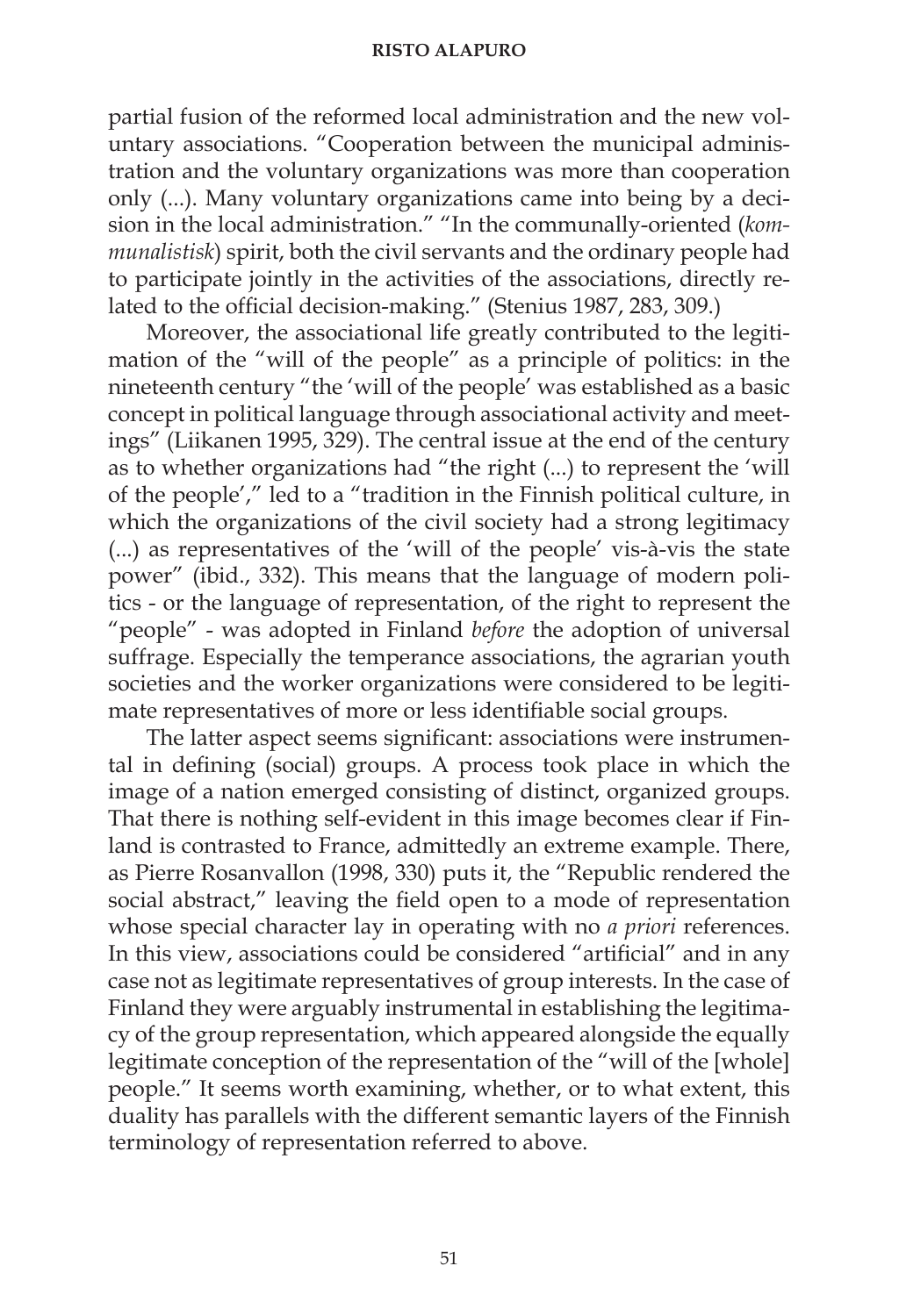partial fusion of the reformed local administration and the new voluntary associations. "Cooperation between the municipal administration and the voluntary organizations was more than cooperation only (...). Many voluntary organizations came into being by a decision in the local administration." "In the communally-oriented (*kommunalistisk*) spirit, both the civil servants and the ordinary people had to participate jointly in the activities of the associations, directly related to the official decision-making." (Stenius 1987, 283, 309.)

Moreover, the associational life greatly contributed to the legitimation of the "will of the people" as a principle of politics: in the nineteenth century "the 'will of the people' was established as a basic concept in political language through associational activity and meetings" (Liikanen 1995, 329). The central issue at the end of the century as to whether organizations had "the right (...) to represent the 'will of the people'," led to a "tradition in the Finnish political culture, in which the organizations of the civil society had a strong legitimacy (...) as representatives of the 'will of the people' vis-à-vis the state power" (ibid., 332). This means that the language of modern politics - or the language of representation, of the right to represent the "people" - was adopted in Finland *before* the adoption of universal suffrage. Especially the temperance associations, the agrarian youth societies and the worker organizations were considered to be legitimate representatives of more or less identifiable social groups.

The latter aspect seems significant: associations were instrumental in defining (social) groups. A process took place in which the image of a nation emerged consisting of distinct, organized groups. That there is nothing self-evident in this image becomes clear if Finland is contrasted to France, admittedly an extreme example. There, as Pierre Rosanvallon (1998, 330) puts it, the "Republic rendered the social abstract," leaving the field open to a mode of representation whose special character lay in operating with no *a priori* references. In this view, associations could be considered "artificial" and in any case not as legitimate representatives of group interests. In the case of Finland they were arguably instrumental in establishing the legitimacy of the group representation, which appeared alongside the equally legitimate conception of the representation of the "will of the [whole] people." It seems worth examining, whether, or to what extent, this duality has parallels with the different semantic layers of the Finnish terminology of representation referred to above.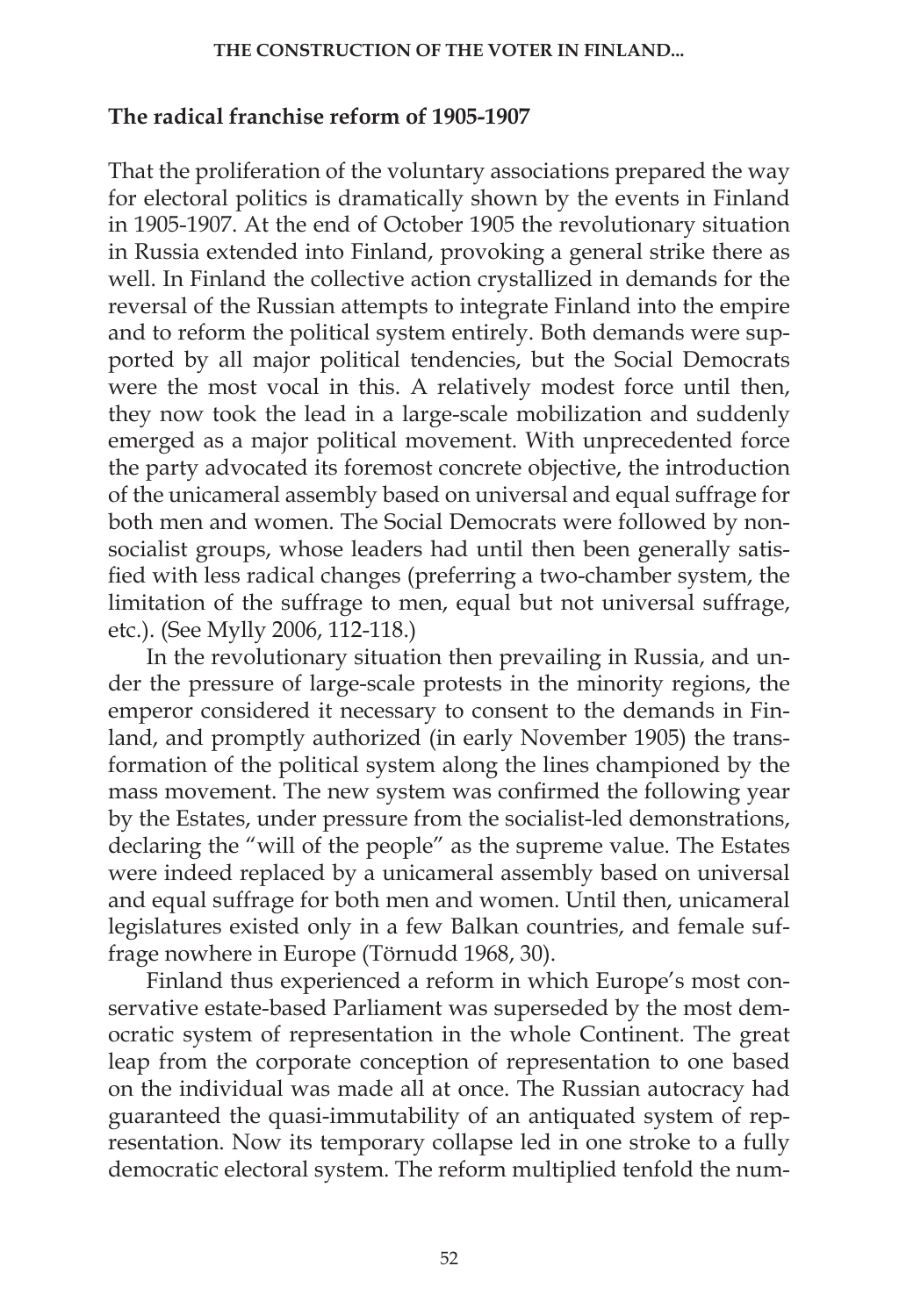## The radical franchise reform of 1905-1907

That the proliferation of the voluntary associations prepared the way for electoral politics is dramatically shown by the events in Finland in 1905-1907. At the end of October 1905 the revolutionary situation in Russia extended into Finland, provoking a general strike there as well. In Finland the collective action crystallized in demands for the reversal of the Russian attempts to integrate Finland into the empire and to reform the political system entirely. Both demands were supported by all major political tendencies, but the Social Democrats were the most vocal in this. A relatively modest force until then, they now took the lead in a large-scale mobilization and suddenly emerged as a major political movement. With unprecedented force the party advocated its foremost concrete objective, the introduction of the unicameral assembly based on universal and equal suffrage for both men and women. The Social Democrats were followed by non-socialist groups, whose leaders had until then been generally satisfied with less radical changes (preferring a two-chamber system, the limitation of the suffrage to men, equal but not universal suffrage, etc.). (See Mylly 2006, 112-118.)

In the revolutionary situation then prevailing in Russia, and under the pressure of large-scale protests in the minority regions, the emperor considered it necessary to consent to the demands in Finland, and promptly authorized (in early November 1905) the transformation of the political system along the lines championed by the mass movement. The new system was confirmed the following year by the Estates, under pressure from the socialist-led demonstrations, declaring the "will of the people" as the supreme value. The Estates were indeed replaced by a unicameral assembly based on universal and equal suffrage for both men and women. Until then, unicameral legislatures existed only in a few Balkan countries, and female suffrage nowhere in Europe (Törnudd 1968, 30).

Finland thus experienced a reform in which Europe's most conservative estate-based Parliament was superseded by the most democratic system of representation in the whole Continent. The great leap from the corporate conception of representation to one based on the individual was made all at once. The Russian autocracy had guaranteed the quasi-immutability of an antiquated system of representation. Now its temporary collapse led in one stroke to a fully democratic electoral system. The reform multiplied tenfold the num-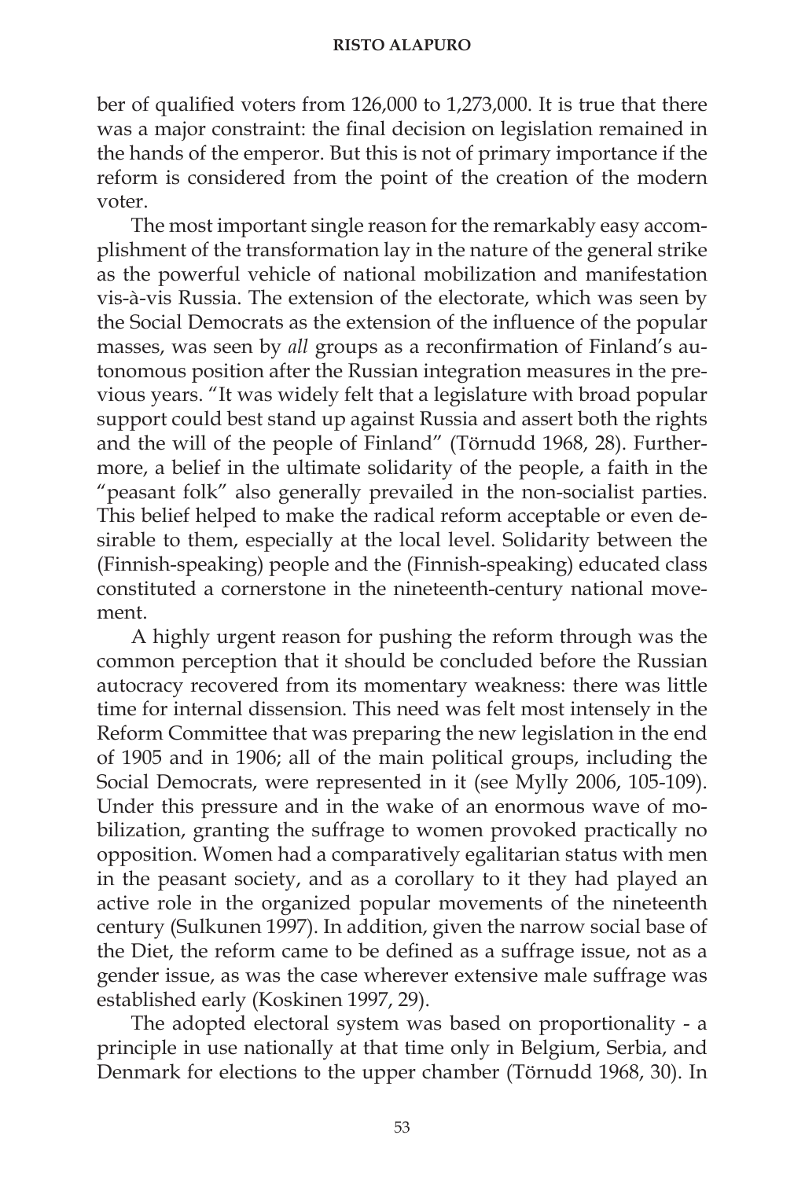ber of qualified voters from 126,000 to 1,273,000. It is true that there was a major constraint: the final decision on legislation remained in the hands of the emperor. But this is not of primary importance if the reform is considered from the point of the creation of the modern voter.

The most important single reason for the remarkably easy accomplishment of the transformation lay in the nature of the general strike as the powerful vehicle of national mobilization and manifestation vis-à-vis Russia. The extension of the electorate, which was seen by the Social Democrats as the extension of the influence of the popular masses, was seen by *all* groups as a reconfirmation of Finland's autonomous position after the Russian integration measures in the previous years. "It was widely felt that a legislature with broad popular support could best stand up against Russia and assert both the rights and the will of the people of Finland" (Törnudd 1968, 28). Furthermore, a belief in the ultimate solidarity of the people, a faith in the "peasant folk" also generally prevailed in the non-socialist parties. This belief helped to make the radical reform acceptable or even desirable to them, especially at the local level. Solidarity between the (Finnish-speaking) people and the (Finnish-speaking) educated class constituted a cornerstone in the nineteenth-century national movement.

A highly urgent reason for pushing the reform through was the common perception that it should be concluded before the Russian autocracy recovered from its momentary weakness: there was little time for internal dissension. This need was felt most intensely in the Reform Committee that was preparing the new legislation in the end of 1905 and in 1906; all of the main political groups, including the Social Democrats, were represented in it (see Mylly 2006, 105-109). Under this pressure and in the wake of an enormous wave of mobilization, granting the suffrage to women provoked practically no opposition. Women had a comparatively egalitarian status with men in the peasant society, and as a corollary to it they had played an active role in the organized popular movements of the nineteenth century (Sulkunen 1997). In addition, given the narrow social base of the Diet, the reform came to be defined as a suffrage issue, not as a gender issue, as was the case wherever extensive male suffrage was established early (Koskinen 1997, 29).

The adopted electoral system was based on proportionality - a principle in use nationally at that time only in Belgium, Serbia, and Denmark for elections to the upper chamber (Törnudd 1968, 30). In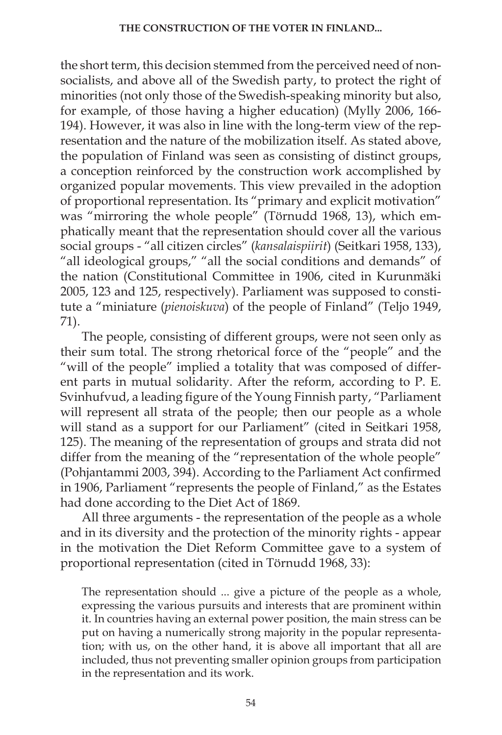the short term, this decision stemmed from the perceived need of non-socialists, and above all of the Swedish party, to protect the right of minorities (not only those of the Swedish-speaking minority but also, for example, of those having a higher education) (Mylly 2006, 166-194). However, it was also in line with the long-term view of the representation and the nature of the mobilization itself. As stated above, the population of Finland was seen as consisting of distinct groups, a conception reinforced by the construction work accomplished by organized popular movements. This view prevailed in the adoption of proportional representation. Its "primary and explicit motivation" was "mirroring the whole people" (Törnudd 1968, 13), which emphatically meant that the representation should cover all the various social groups - "all citizen circles" (*kansalaispiirit*) (Seitkari 1958, 133), "all ideological groups," "all the social conditions and demands" of the nation (Constitutional Committee in 1906, cited in Kurunmäki 2005, 123 and 125, respectively). Parliament was supposed to constitute a "miniature (*pienoiskuva*) of the people of Finland" (Teljo 1949, 71).

The people, consisting of different groups, were not seen only as their sum total. The strong rhetorical force of the "people" and the "will of the people" implied a totality that was composed of different parts in mutual solidarity. After the reform, according to P. E. Svinhufvud, a leading figure of the Young Finnish party, "Parliament will represent all strata of the people; then our people as a whole will stand as a support for our Parliament" (cited in Seitkari 1958, 125). The meaning of the representation of groups and strata did not differ from the meaning of the "representation of the whole people" (Pohjantammi 2003, 394). According to the Parliament Act confirmed in 1906, Parliament "represents the people of Finland," as the Estates had done according to the Diet Act of 1869.

All three arguments - the representation of the people as a whole and in its diversity and the protection of the minority rights - appear in the motivation the Diet Reform Committee gave to a system of proportional representation (cited in Törnudd 1968, 33):

> The representation should ... give a picture of the people as a whole, expressing the various pursuits and interests that are prominent within it. In countries having an external power position, the main stress can be put on having a numerically strong majority in the popular representation; with us, on the other hand, it is above all important that all are included, thus not preventing smaller opinion groups from participation in the representation and its work.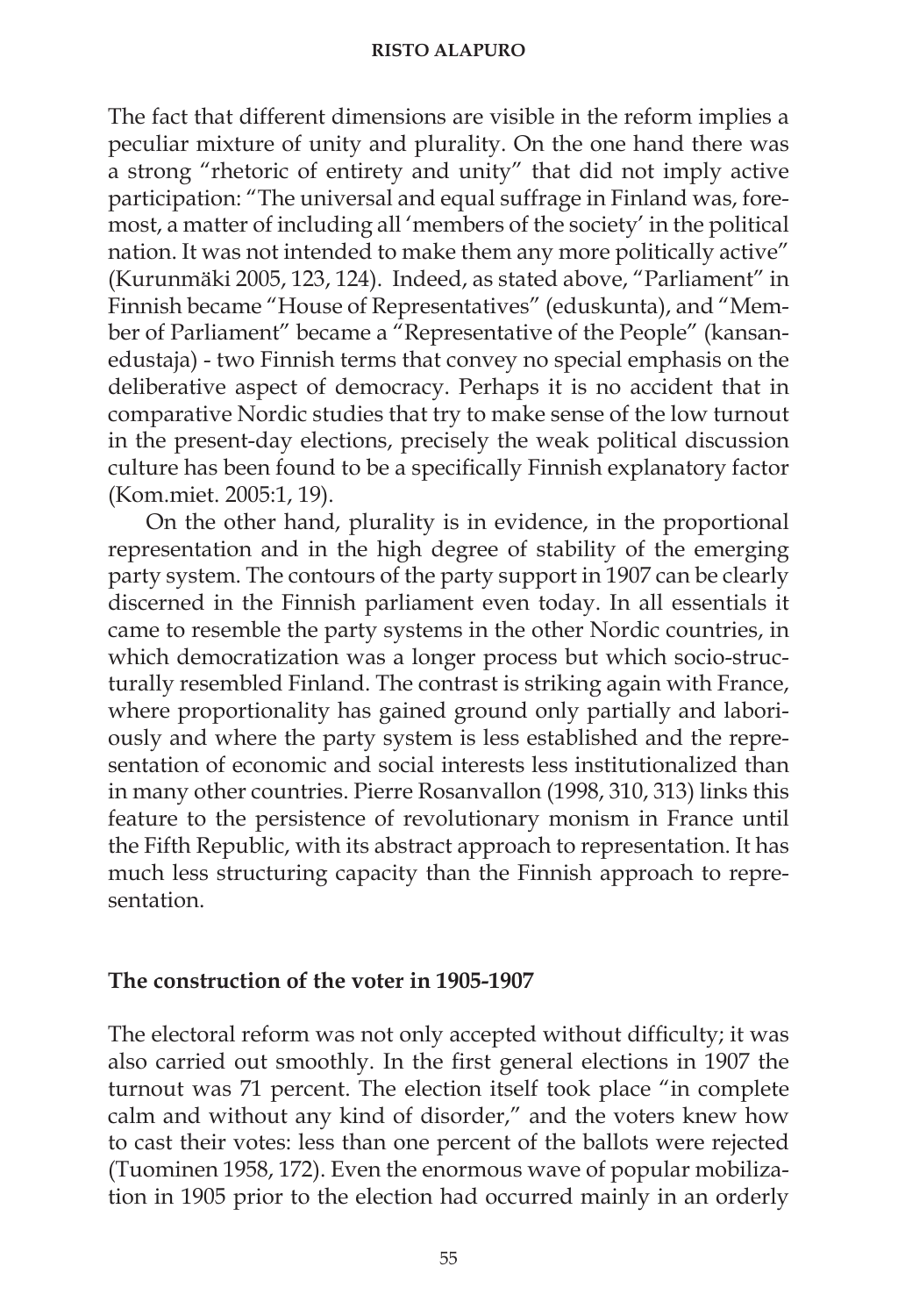The fact that different dimensions are visible in the reform implies a peculiar mixture of unity and plurality. On the one hand there was a strong "rhetoric of entirety and unity" that did not imply active participation: "The universal and equal suffrage in Finland was, foremost, a matter of including all 'members of the society' in the political nation. It was not intended to make them any more politically active" (Kurunmäki 2005, 123, 124). Indeed, as stated above, "Parliament" in Finnish became "House of Representatives" (eduskunta), and "Member of Parliament" became a "Representative of the People" (kansanedustaja) - two Finnish terms that convey no special emphasis on the deliberative aspect of democracy. Perhaps it is no accident that in comparative Nordic studies that try to make sense of the low turnout in the present-day elections, precisely the weak political discussion culture has been found to be a specifically Finnish explanatory factor (Kom.miet. 2005:1, 19).

On the other hand, plurality is in evidence, in the proportional representation and in the high degree of stability of the emerging party system. The contours of the party support in 1907 can be clearly discerned in the Finnish parliament even today. In all essentials it came to resemble the party systems in the other Nordic countries, in which democratization was a longer process but which socio-structurally resembled Finland. The contrast is striking again with France, where proportionality has gained ground only partially and laboriously and where the party system is less established and the representation of economic and social interests less institutionalized than in many other countries. Pierre Rosanvallon (1998, 310, 313) links this feature to the persistence of revolutionary monism in France until the Fifth Republic, with its abstract approach to representation. It has much less structuring capacity than the Finnish approach to representation.

## The construction of the voter in 1905-1907

The electoral reform was not only accepted without difficulty; it was also carried out smoothly. In the first general elections in 1907 the turnout was 71 percent. The election itself took place "in complete calm and without any kind of disorder," and the voters knew how to cast their votes: less than one percent of the ballots were rejected (Tuominen 1958, 172). Even the enormous wave of popular mobilization in 1905 prior to the election had occurred mainly in an orderly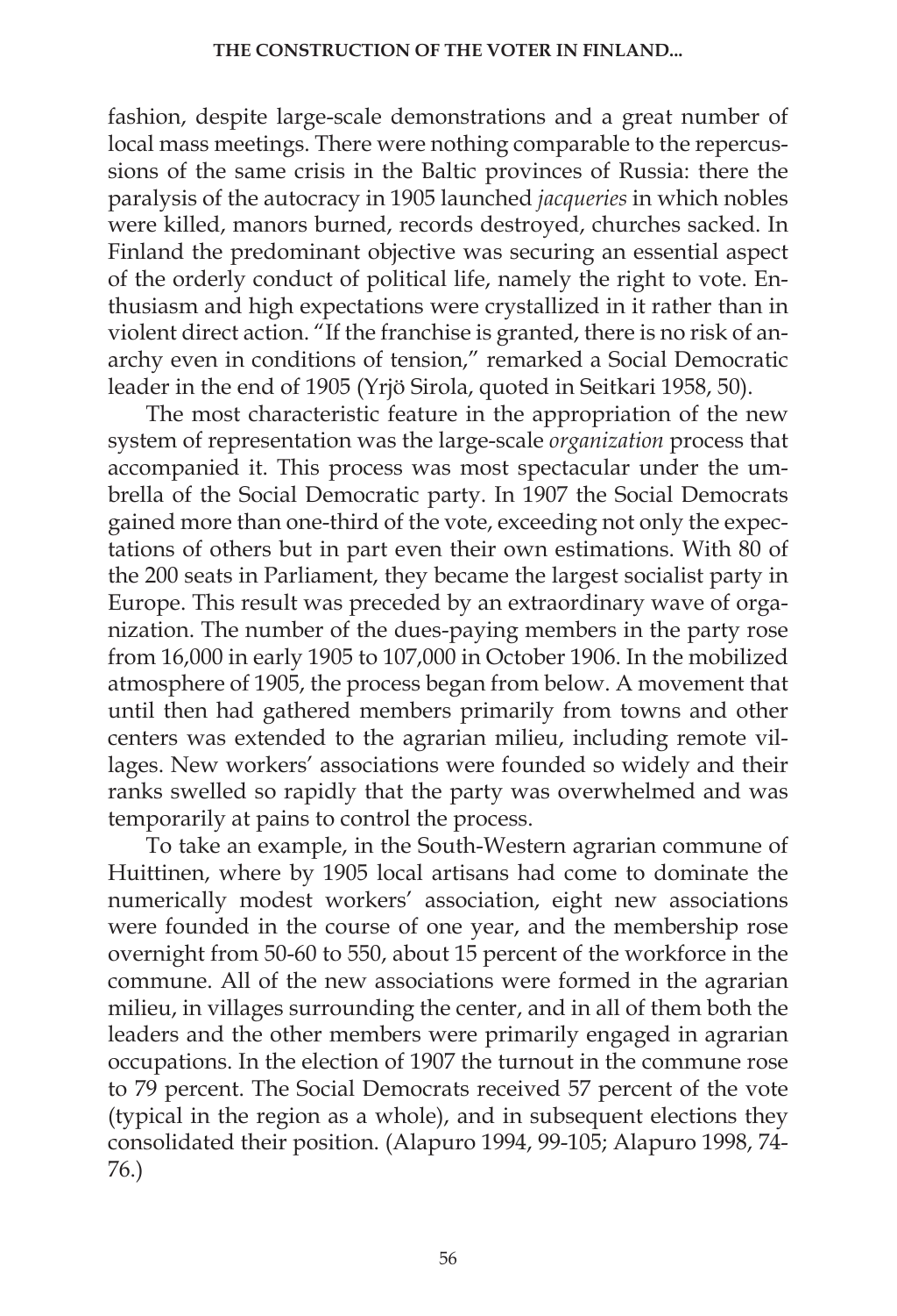fashion, despite large-scale demonstrations and a great number of local mass meetings. There were nothing comparable to the repercussions of the same crisis in the Baltic provinces of Russia: there the paralysis of the autocracy in 1905 launched *jacqueries* in which nobles were killed, manors burned, records destroyed, churches sacked. In Finland the predominant objective was securing an essential aspect of the orderly conduct of political life, namely the right to vote. Enthusiasm and high expectations were crystallized in it rather than in violent direct action. "If the franchise is granted, there is no risk of anarchy even in conditions of tension," remarked a Social Democratic leader in the end of 1905 (Yrjö Sirola, quoted in Seitkari 1958, 50).

The most characteristic feature in the appropriation of the new system of representation was the large-scale *organization* process that accompanied it. This process was most spectacular under the umbrella of the Social Democratic party. In 1907 the Social Democrats gained more than one-third of the vote, exceeding not only the expectations of others but in part even their own estimations. With 80 of the 200 seats in Parliament, they became the largest socialist party in Europe. This result was preceded by an extraordinary wave of organization. The number of the dues-paying members in the party rose from 16,000 in early 1905 to 107,000 in October 1906. In the mobilized atmosphere of 1905, the process began from below. A movement that until then had gathered members primarily from towns and other centers was extended to the agrarian milieu, including remote villages. New workers' associations were founded so widely and their ranks swelled so rapidly that the party was overwhelmed and was temporarily at pains to control the process.

To take an example, in the South-Western agrarian commune of Huittinen, where by 1905 local artisans had come to dominate the numerically modest workers' association, eight new associations were founded in the course of one year, and the membership rose overnight from 50-60 to 550, about 15 percent of the workforce in the commune. All of the new associations were formed in the agrarian milieu, in villages surrounding the center, and in all of them both the leaders and the other members were primarily engaged in agrarian occupations. In the election of 1907 the turnout in the commune rose to 79 percent. The Social Democrats received 57 percent of the vote (typical in the region as a whole), and in subsequent elections they consolidated their position. (Alapuro 1994, 99-105; Alapuro 1998, 74-76.)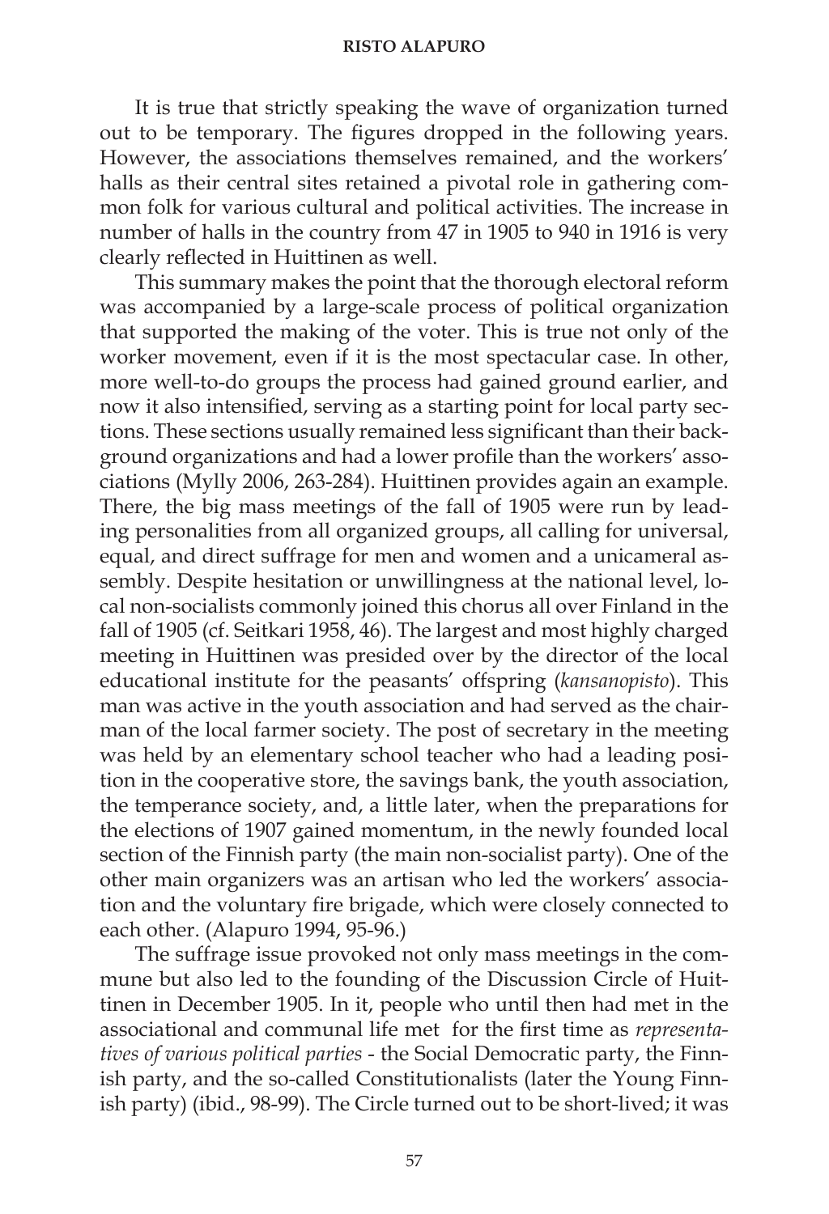It is true that strictly speaking the wave of organization turned out to be temporary. The figures dropped in the following years. However, the associations themselves remained, and the workers' halls as their central sites retained a pivotal role in gathering common folk for various cultural and political activities. The increase in number of halls in the country from 47 in 1905 to 940 in 1916 is very clearly reflected in Huittinen as well.

This summary makes the point that the thorough electoral reform was accompanied by a large-scale process of political organization that supported the making of the voter. This is true not only of the worker movement, even if it is the most spectacular case. In other, more well-to-do groups the process had gained ground earlier, and now it also intensified, serving as a starting point for local party sections. These sections usually remained less significant than their background organizations and had a lower profile than the workers' associations (Mylly 2006, 263-284). Huittinen provides again an example. There, the big mass meetings of the fall of 1905 were run by leading personalities from all organized groups, all calling for universal, equal, and direct suffrage for men and women and a unicameral assembly. Despite hesitation or unwillingness at the national level, local non-socialists commonly joined this chorus all over Finland in the fall of 1905 (cf. Seitkari 1958, 46). The largest and most highly charged meeting in Huittinen was presided over by the director of the local educational institute for the peasants' offspring (*kansanopisto*). This man was active in the youth association and had served as the chairman of the local farmer society. The post of secretary in the meeting was held by an elementary school teacher who had a leading position in the cooperative store, the savings bank, the youth association, the temperance society, and, a little later, when the preparations for the elections of 1907 gained momentum, in the newly founded local section of the Finnish party (the main non-socialist party). One of the other main organizers was an artisan who led the workers' association and the voluntary fire brigade, which were closely connected to each other. (Alapuro 1994, 95-96.)

The suffrage issue provoked not only mass meetings in the commune but also led to the founding of the Discussion Circle of Huittinen in December 1905. In it, people who until then had met in the associational and communal life met for the first time as *representatives of various political parties* - the Social Democratic party, the Finnish party, and the so-called Constitutionalists (later the Young Finnish party) (ibid., 98-99). The Circle turned out to be short-lived; it was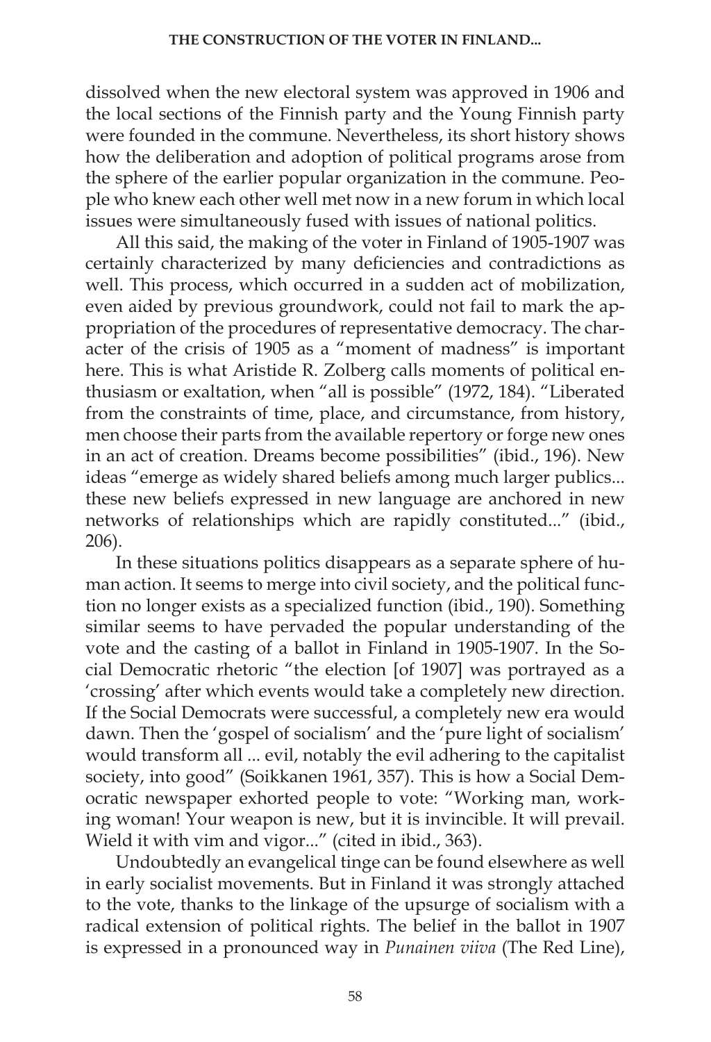dissolved when the new electoral system was approved in 1906 and the local sections of the Finnish party and the Young Finnish party were founded in the commune. Nevertheless, its short history shows how the deliberation and adoption of political programs arose from the sphere of the earlier popular organization in the commune. People who knew each other well met now in a new forum in which local issues were simultaneously fused with issues of national politics.

All this said, the making of the voter in Finland of 1905-1907 was certainly characterized by many deficiencies and contradictions as well. This process, which occurred in a sudden act of mobilization, even aided by previous groundwork, could not fail to mark the appropriation of the procedures of representative democracy. The character of the crisis of 1905 as a "moment of madness" is important here. This is what Aristide R. Zolberg calls moments of political enthusiasm or exaltation, when "all is possible" (1972, 184). "Liberated from the constraints of time, place, and circumstance, from history, men choose their parts from the available repertory or forge new ones in an act of creation. Dreams become possibilities" (ibid., 196). New ideas "emerge as widely shared beliefs among much larger publics... these new beliefs expressed in new language are anchored in new networks of relationships which are rapidly constituted..." (ibid., 206).

In these situations politics disappears as a separate sphere of human action. It seems to merge into civil society, and the political function no longer exists as a specialized function (ibid., 190). Something similar seems to have pervaded the popular understanding of the vote and the casting of a ballot in Finland in 1905-1907. In the Social Democratic rhetoric "the election [of 1907] was portrayed as a 'crossing' after which events would take a completely new direction. If the Social Democrats were successful, a completely new era would dawn. Then the 'gospel of socialism' and the 'pure light of socialism' would transform all ... evil, notably the evil adhering to the capitalist society, into good" (Soikkanen 1961, 357). This is how a Social Democratic newspaper exhorted people to vote: "Working man, working woman! Your weapon is new, but it is invincible. It will prevail. Wield it with vim and vigor..." (cited in ibid., 363).

Undoubtedly an evangelical tinge can be found elsewhere as well in early socialist movements. But in Finland it was strongly attached to the vote, thanks to the linkage of the upsurge of socialism with a radical extension of political rights. The belief in the ballot in 1907 is expressed in a pronounced way in *Punainen viiva* (The Red Line),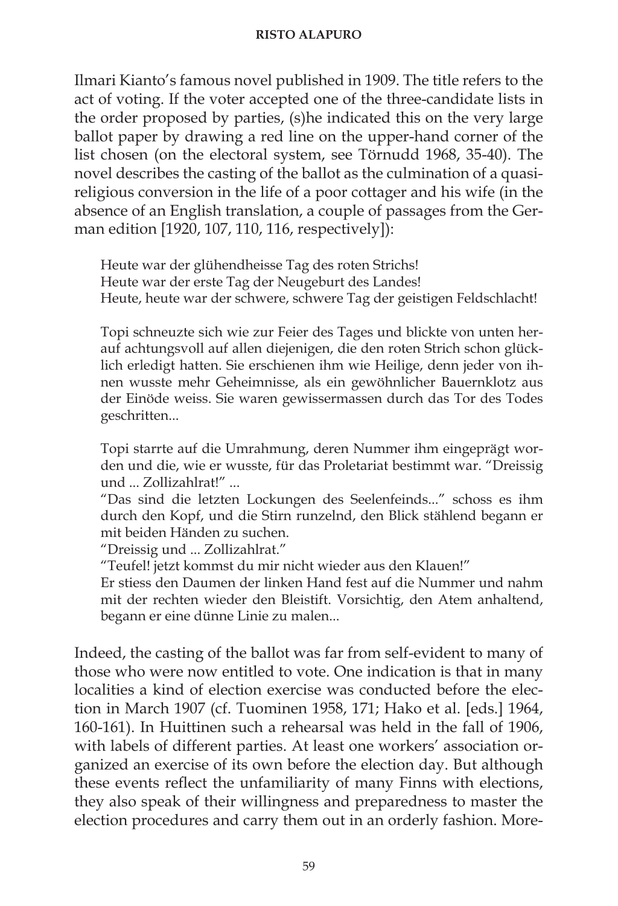Ilmari Kianto's famous novel published in 1909. The title refers to the act of voting. If the voter accepted one of the three-candidate lists in the order proposed by parties, (s)he indicated this on the very large ballot paper by drawing a red line on the upper-hand corner of the list chosen (on the electoral system, see Törnudd 1968, 35-40). The novel describes the casting of the ballot as the culmination of a quasi-religious conversion in the life of a poor cottager and his wife (in the absence of an English translation, a couple of passages from the German edition [1920, 107, 110, 116, respectively]):

> Heute war der glühendheisse Tag des roten Strichs!
> Heute war der erste Tag der Neugeburt des Landes!
> Heute, heute war der schwere, schwere Tag der geistigen Feldschlacht!
>
> Topi schneuzte sich wie zur Feier des Tages und blickte von unten herauf achtungsvoll auf allen diejenigen, die den roten Strich schon glücklich erledigt hatten. Sie erschienen ihm wie Heilige, denn jeder von ihnen wusste mehr Geheimnisse, als ein gewöhnlicher Bauernklotz aus der Einöde weiss. Sie waren gewissermassen durch das Tor des Todes geschritten...
>
> Topi starrte auf die Umrahmung, deren Nummer ihm eingeprägt worden und die, wie er wusste, für das Proletariat bestimmt war. "Dreissig und ... Zollizahlrat!" ...
> "Das sind die letzten Lockungen des Seelenfeinds..." schoss es ihm durch den Kopf, und die Stirn runzelnd, den Blick stählend begann er mit beiden Händen zu suchen.
> "Dreissig und ... Zollizahlrat."
> "Teufel! jetzt kommst du mir nicht wieder aus den Klauen!"
> Er stiess den Daumen der linken Hand fest auf die Nummer und nahm mit der rechten wieder den Bleistift. Vorsichtig, den Atem anhaltend, begann er eine dünne Linie zu malen...

Indeed, the casting of the ballot was far from self-evident to many of those who were now entitled to vote. One indication is that in many localities a kind of election exercise was conducted before the election in March 1907 (cf. Tuominen 1958, 171; Hako et al. [eds.] 1964, 160-161). In Huittinen such a rehearsal was held in the fall of 1906, with labels of different parties. At least one workers' association organized an exercise of its own before the election day. But although these events reflect the unfamiliarity of many Finns with elections, they also speak of their willingness and preparedness to master the election procedures and carry them out in an orderly fashion. More-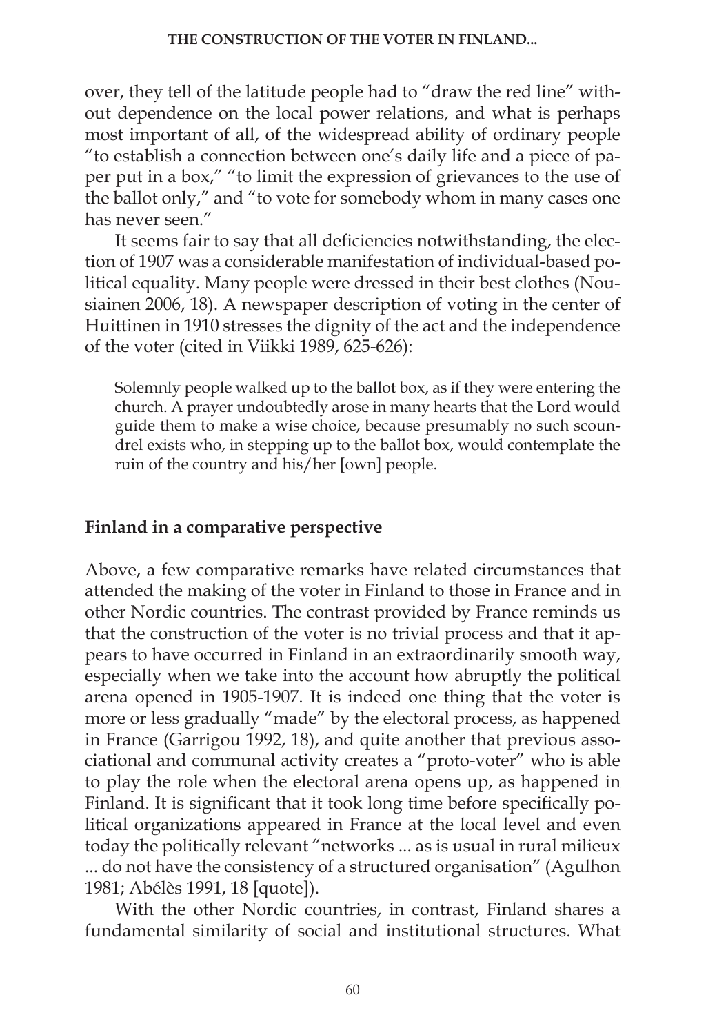over, they tell of the latitude people had to "draw the red line" without dependence on the local power relations, and what is perhaps most important of all, of the widespread ability of ordinary people "to establish a connection between one's daily life and a piece of paper put in a box," "to limit the expression of grievances to the use of the ballot only," and "to vote for somebody whom in many cases one has never seen."

It seems fair to say that all deficiencies notwithstanding, the election of 1907 was a considerable manifestation of individual-based political equality. Many people were dressed in their best clothes (Nousiainen 2006, 18). A newspaper description of voting in the center of Huittinen in 1910 stresses the dignity of the act and the independence of the voter (cited in Viikki 1989, 625-626):

> Solemnly people walked up to the ballot box, as if they were entering the church. A prayer undoubtedly arose in many hearts that the Lord would guide them to make a wise choice, because presumably no such scoundrel exists who, in stepping up to the ballot box, would contemplate the ruin of the country and his/her [own] people.

## Finland in a comparative perspective

Above, a few comparative remarks have related circumstances that attended the making of the voter in Finland to those in France and in other Nordic countries. The contrast provided by France reminds us that the construction of the voter is no trivial process and that it appears to have occurred in Finland in an extraordinarily smooth way, especially when we take into the account how abruptly the political arena opened in 1905-1907. It is indeed one thing that the voter is more or less gradually "made" by the electoral process, as happened in France (Garrigou 1992, 18), and quite another that previous associational and communal activity creates a "proto-voter" who is able to play the role when the electoral arena opens up, as happened in Finland. It is significant that it took long time before specifically political organizations appeared in France at the local level and even today the politically relevant "networks ... as is usual in rural milieux ... do not have the consistency of a structured organisation" (Agulhon 1981; Abélès 1991, 18 [quote]).

With the other Nordic countries, in contrast, Finland shares a fundamental similarity of social and institutional structures. What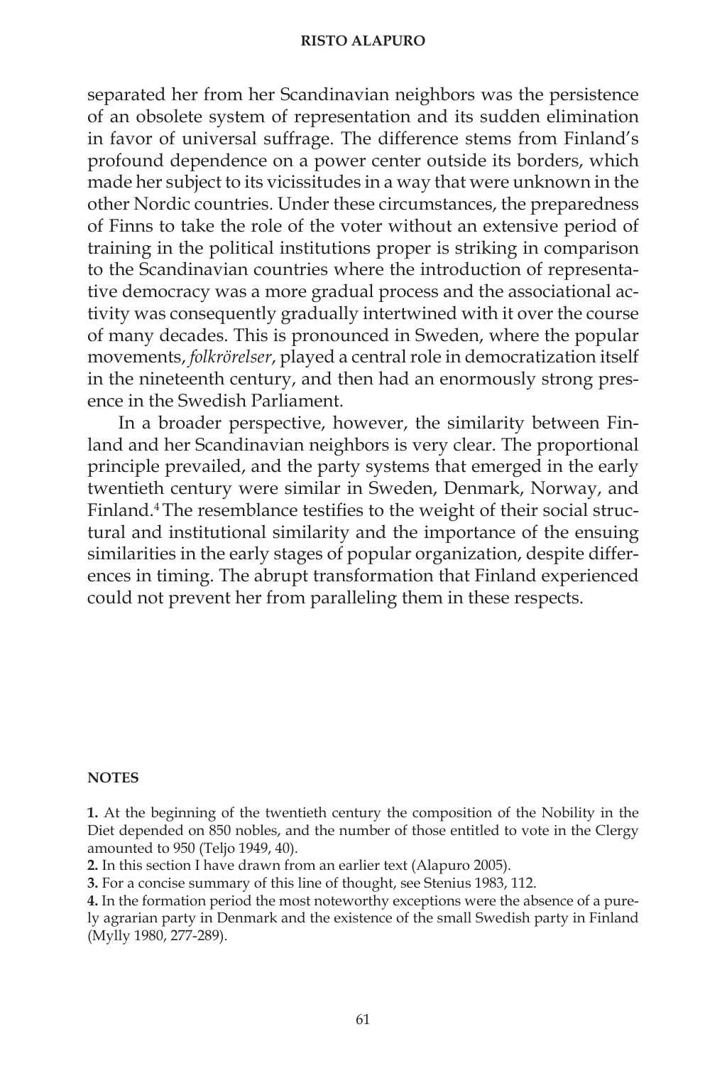separated her from her Scandinavian neighbors was the persistence of an obsolete system of representation and its sudden elimination in favor of universal suffrage. The difference stems from Finland's profound dependence on a power center outside its borders, which made her subject to its vicissitudes in a way that were unknown in the other Nordic countries. Under these circumstances, the preparedness of Finns to take the role of the voter without an extensive period of training in the political institutions proper is striking in comparison to the Scandinavian countries where the introduction of representative democracy was a more gradual process and the associational activity was consequently gradually intertwined with it over the course of many decades. This is pronounced in Sweden, where the popular movements, *folkrörelser*, played a central role in democratization itself in the nineteenth century, and then had an enormously strong presence in the Swedish Parliament.

In a broader perspective, however, the similarity between Finland and her Scandinavian neighbors is very clear. The proportional principle prevailed, and the party systems that emerged in the early twentieth century were similar in Sweden, Denmark, Norway, and Finland.[4] The resemblance testifies to the weight of their social structural and institutional similarity and the importance of the ensuing similarities in the early stages of popular organization, despite differences in timing. The abrupt transformation that Finland experienced could not prevent her from paralleling them in these respects.

**NOTES**

**1.** At the beginning of the twentieth century the composition of the Nobility in the Diet depended on 850 nobles, and the number of those entitled to vote in the Clergy amounted to 950 (Teljo 1949, 40).

**2.** In this section I have drawn from an earlier text (Alapuro 2005).

**3.** For a concise summary of this line of thought, see Stenius 1983, 112.

**4.** In the formation period the most noteworthy exceptions were the absence of a purely agrarian party in Denmark and the existence of the small Swedish party in Finland (Mylly 1980, 277-289).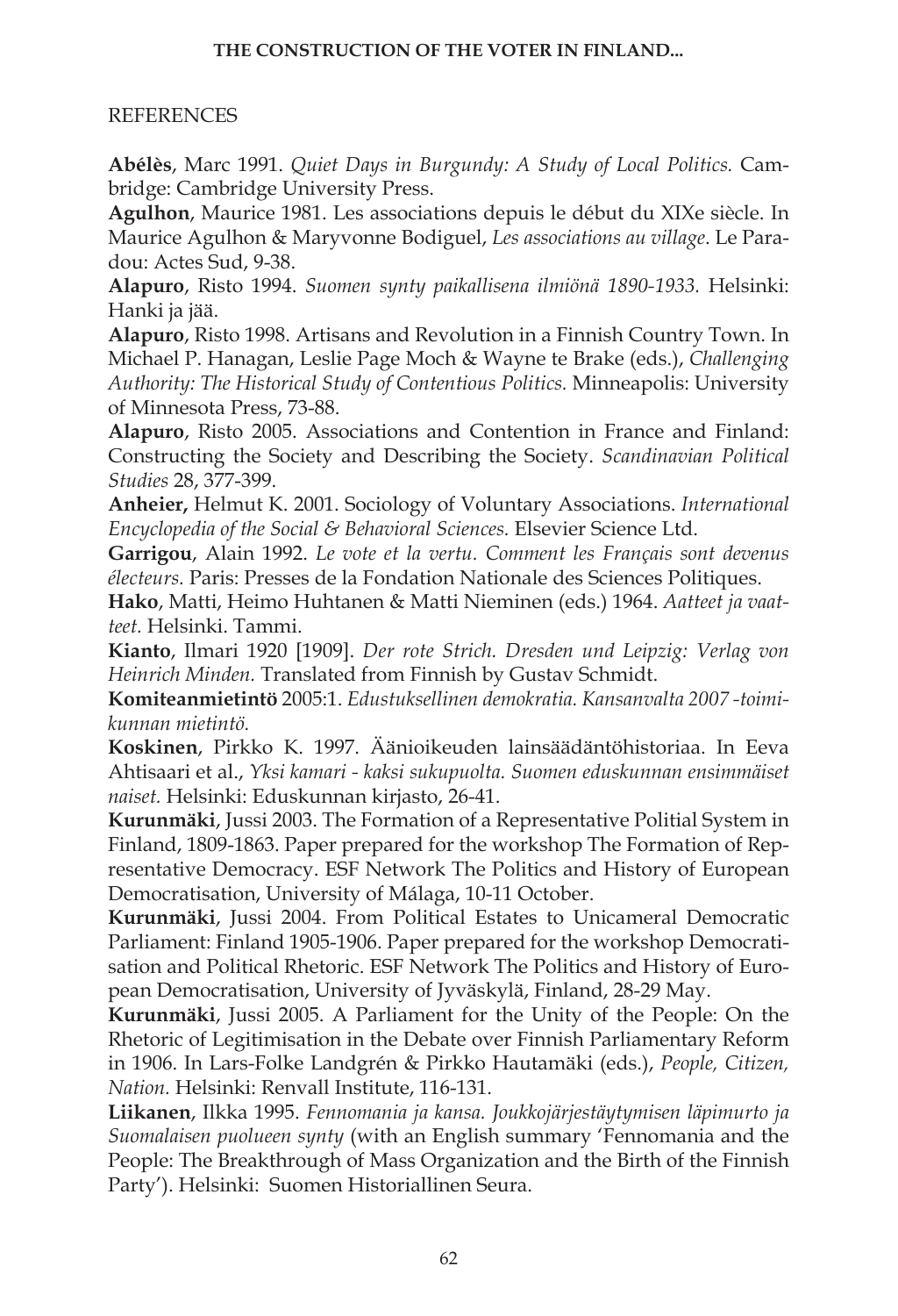## REFERENCES

**Abélès**, Marc 1991. *Quiet Days in Burgundy: A Study of Local Politics.* Cambridge: Cambridge University Press.

**Agulhon**, Maurice 1981. Les associations depuis le début du XIXe siècle. In Maurice Agulhon & Maryvonne Bodiguel, *Les associations au village*. Le Paradou: Actes Sud, 9-38.

**Alapuro**, Risto 1994. *Suomen synty paikallisena ilmiönä 1890-1933.* Helsinki: Hanki ja jää.

**Alapuro**, Risto 1998. Artisans and Revolution in a Finnish Country Town. In Michael P. Hanagan, Leslie Page Moch & Wayne te Brake (eds.), *Challenging Authority: The Historical Study of Contentious Politics.* Minneapolis: University of Minnesota Press, 73-88.

**Alapuro**, Risto 2005. Associations and Contention in France and Finland: Constructing the Society and Describing the Society. *Scandinavian Political Studies* 28, 377-399.

**Anheier,** Helmut K. 2001. Sociology of Voluntary Associations. *International Encyclopedia of the Social & Behavioral Sciences.* Elsevier Science Ltd.

**Garrigou**, Alain 1992. *Le vote et la vertu. Comment les Français sont devenus électeurs.* Paris: Presses de la Fondation Nationale des Sciences Politiques.

**Hako**, Matti, Heimo Huhtanen & Matti Nieminen (eds.) 1964. *Aatteet ja vaatteet.* Helsinki. Tammi.

**Kianto**, Ilmari 1920 [1909]. *Der rote Strich. Dresden und Leipzig: Verlag von Heinrich Minden.* Translated from Finnish by Gustav Schmidt.

**Komiteanmietintö** 2005:1. *Edustuksellinen demokratia. Kansanvalta 2007 -toimikunnan mietintö.*

**Koskinen**, Pirkko K. 1997. Äänioikeuden lainsäädäntöhistoriaa. In Eeva Ahtisaari et al., *Yksi kamari - kaksi sukupuolta. Suomen eduskunnan ensimmäiset naiset.* Helsinki: Eduskunnan kirjasto, 26-41.

**Kurunmäki**, Jussi 2003. The Formation of a Representative Politial System in Finland, 1809-1863. Paper prepared for the workshop The Formation of Representative Democracy. ESF Network The Politics and History of European Democratisation, University of Málaga, 10-11 October.

**Kurunmäki**, Jussi 2004. From Political Estates to Unicameral Democratic Parliament: Finland 1905-1906. Paper prepared for the workshop Democratisation and Political Rhetoric. ESF Network The Politics and History of European Democratisation, University of Jyväskylä, Finland, 28-29 May.

**Kurunmäki**, Jussi 2005. A Parliament for the Unity of the People: On the Rhetoric of Legitimisation in the Debate over Finnish Parliamentary Reform in 1906. In Lars-Folke Landgrén & Pirkko Hautamäki (eds.), *People, Citizen, Nation.* Helsinki: Renvall Institute, 116-131.

**Liikanen**, Ilkka 1995. *Fennomania ja kansa. Joukkojärjestäytymisen läpimurto ja Suomalaisen puolueen synty* (with an English summary 'Fennomania and the People: The Breakthrough of Mass Organization and the Birth of the Finnish Party'). Helsinki: Suomen Historiallinen Seura.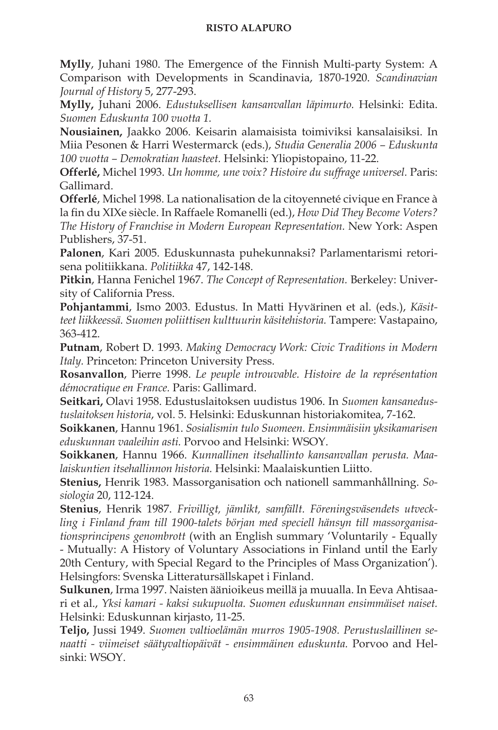**Mylly**, Juhani 1980. The Emergence of the Finnish Multi-party System: A Comparison with Developments in Scandinavia, 1870-1920. *Scandinavian Journal of History* 5, 277-293.

**Mylly,** Juhani 2006. *Edustuksellisen kansanvallan läpimurto.* Helsinki: Edita. *Suomen Eduskunta 100 vuotta 1.*

**Nousiainen,** Jaakko 2006. Keisarin alamaisista toimiviksi kansalaisiksi. In Miia Pesonen & Harri Westermarck (eds.), *Studia Generalia 2006 – Eduskunta 100 vuotta – Demokratian haasteet.* Helsinki: Yliopistopaino, 11-22.

**Offerlé,** Michel 1993. *Un homme, une voix? Histoire du suffrage universel.* Paris: Gallimard.

**Offerlé**, Michel 1998. La nationalisation de la citoyenneté civique en France à la fin du XIXe siècle. In Raffaele Romanelli (ed.), *How Did They Become Voters? The History of Franchise in Modern European Representation.* New York: Aspen Publishers, 37-51.

**Palonen**, Kari 2005. Eduskunnasta puhekunnaksi? Parlamentarismi retorisena politiikkana. *Politiikka* 47, 142-148.

**Pitkin**, Hanna Fenichel 1967. *The Concept of Representation.* Berkeley: University of California Press.

**Pohjantammi**, Ismo 2003. Edustus. In Matti Hyvärinen et al. (eds.), *Käsitteet liikkeessä. Suomen poliittisen kulttuurin käsitehistoria.* Tampere: Vastapaino, 363-412.

**Putnam**, Robert D. 1993. *Making Democracy Work: Civic Traditions in Modern Italy.* Princeton: Princeton University Press.

**Rosanvallon**, Pierre 1998. *Le peuple introuvable. Histoire de la représentation démocratique en France.* Paris: Gallimard.

**Seitkari,** Olavi 1958. Edustuslaitoksen uudistus 1906. In *Suomen kansanedustuslaitoksen historia*, vol. 5. Helsinki: Eduskunnan historiakomitea, 7-162.

**Soikkanen**, Hannu 1961. *Sosialismin tulo Suomeen. Ensimmäisiin yksikamarisen eduskunnan vaaleihin asti.* Porvoo and Helsinki: WSOY.

**Soikkanen**, Hannu 1966. *Kunnallinen itsehallinto kansanvallan perusta. Maalaiskuntien itsehallinnon historia.* Helsinki: Maalaiskuntien Liitto.

**Stenius,** Henrik 1983. Massorganisation och nationell sammanhållning. *Sosiologia* 20, 112-124.

**Stenius**, Henrik 1987. *Frivilligt, jämlikt, samfällt. Föreningsväsendets utveckling i Finland fram till 1900-talets början med speciell hänsyn till massorganisationsprincipens genombrott* (with an English summary 'Voluntarily - Equally - Mutually: A History of Voluntary Associations in Finland until the Early 20th Century, with Special Regard to the Principles of Mass Organization'). Helsingfors: Svenska Litteratursällskapet i Finland.

**Sulkunen**, Irma 1997. Naisten äänioikeus meillä ja muualla. In Eeva Ahtisaari et al., *Yksi kamari - kaksi sukupuolta. Suomen eduskunnan ensimmäiset naiset.* Helsinki: Eduskunnan kirjasto, 11-25.

**Teljo,** Jussi 1949. *Suomen valtioelämän murros 1905-1908. Perustuslaillinen senaatti - viimeiset säätyvaltiopäivät - ensimmäinen eduskunta.* Porvoo and Helsinki: WSOY.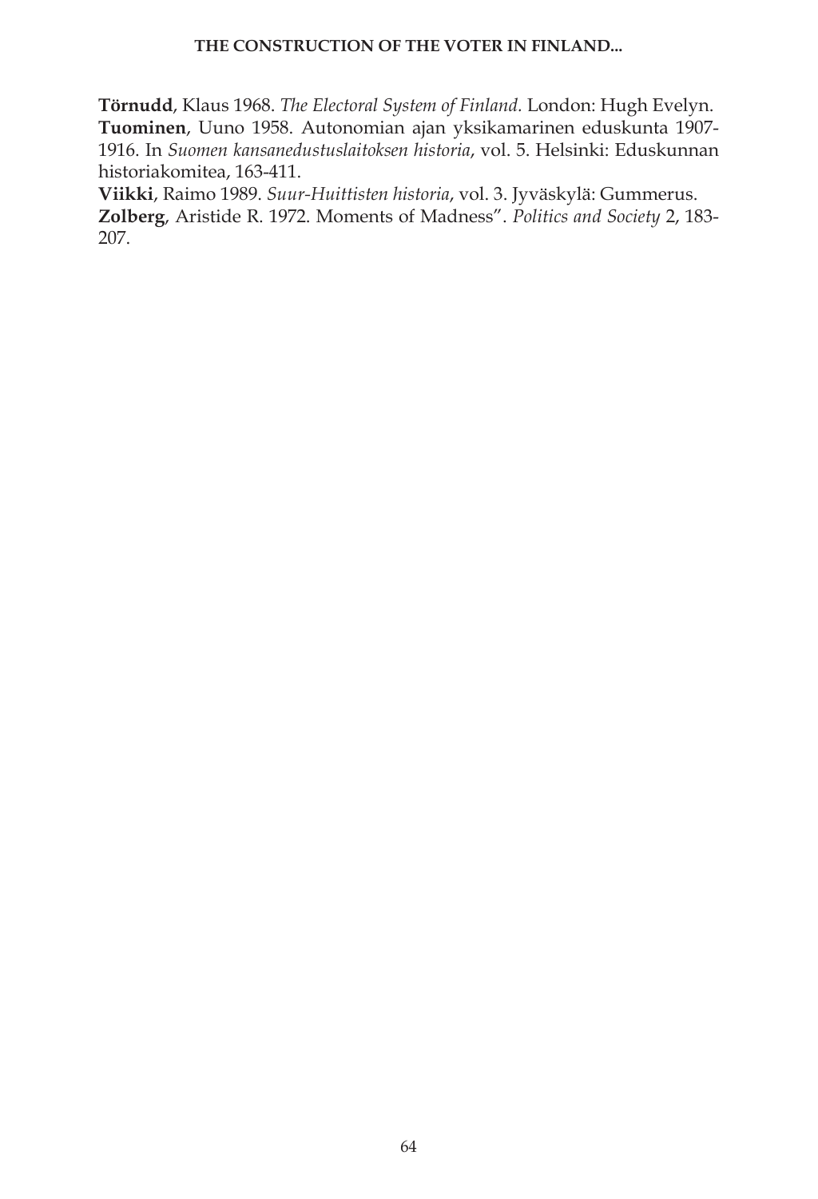**Törnudd**, Klaus 1968. *The Electoral System of Finland*. London: Hugh Evelyn.

**Tuominen**, Uuno 1958. Autonomian ajan yksikamarinen eduskunta 1907-1916. In *Suomen kansanedustuslaitoksen historia*, vol. 5. Helsinki: Eduskunnan historiakomitea, 163-411.

**Viikki**, Raimo 1989. *Suur-Huittisten historia*, vol. 3. Jyväskylä: Gummerus.

**Zolberg**, Aristide R. 1972. Moments of Madness". *Politics and Society* 2, 183-207.